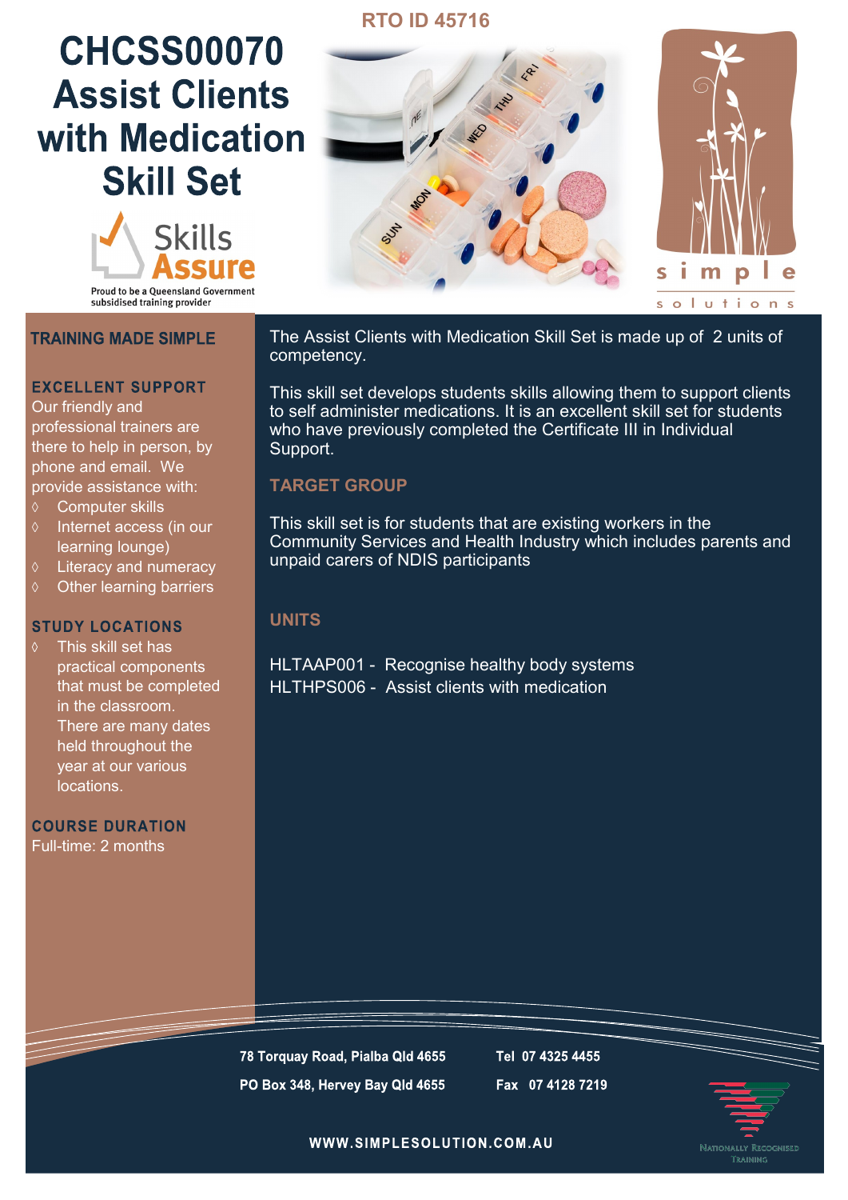RTO ID 45716

# CHCSS00070 Assist Clients with Medication Skill Set

Skills Assure

Proud to be a Queensland Government subsidised training provider

simple solutions

## TRAINING MADE SIMPLE

### EXCELLENT SUPPORT

Our friendly and professional trainers are there to help in person, by phone and email. We provide assistance with:

- Computer skills
- Internet access (in our learning lounge)
- Literacy and numeracy
- Other learning barriers

### STUDY LOCATIONS

- This skill set has practical components that must be completed in the classroom. There are many dates held throughout the year at our various locations.

### COURSE DURATION

Full-time: 2 months

The Assist Clients with Medication Skill Set is made up of 2 units of competency.

This skill set develops students skills allowing them to support clients to self administer medications. It is an excellent skill set for students who have previously completed the Certificate III in Individual Support.

## TARGET GROUP

This skill set is for students that are existing workers in the Community Services and Health Industry which includes parents and unpaid carers of NDIS participants

## UNITS

HLTAAP001 - Recognise healthy body systems
HLTHPS006 - Assist clients with medication

**78 Torquay Road, Pialba Qld 4655**
**PO Box 348, Hervey Bay Qld 4655**

**Tel 07 4325 4455**
**Fax 07 4128 7219**

**WWW.SIMPLESOLUTION.COM.AU**

Nationally Recognised Training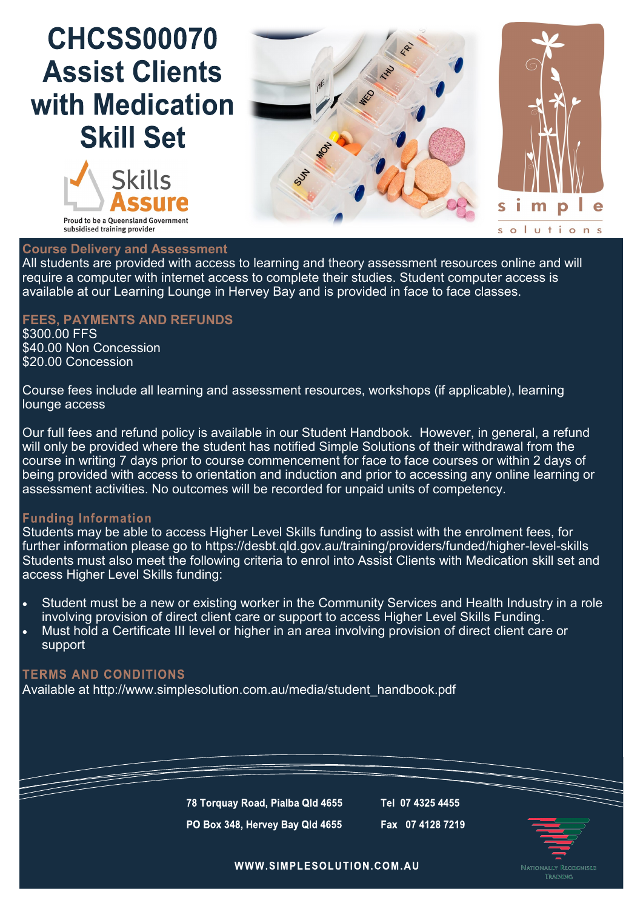# CHCSS00070 Assist Clients with Medication Skill Set

Skills Assure

Proud to be a Queensland Government subsidised training provider

simple solutions

## Course Delivery and Assessment

All students are provided with access to learning and theory assessment resources online and will require a computer with internet access to complete their studies. Student computer access is available at our Learning Lounge in Hervey Bay and is provided in face to face classes.

## FEES, PAYMENTS AND REFUNDS

$300.00 FFS
$40.00 Non Concession
$20.00 Concession

Course fees include all learning and assessment resources, workshops (if applicable), learning lounge access

Our full fees and refund policy is available in our Student Handbook. However, in general, a refund will only be provided where the student has notified Simple Solutions of their withdrawal from the course in writing 7 days prior to course commencement for face to face courses or within 2 days of being provided with access to orientation and induction and prior to accessing any online learning or assessment activities. No outcomes will be recorded for unpaid units of competency.

## Funding Information

Students may be able to access Higher Level Skills funding to assist with the enrolment fees, for further information please go to https://desbt.qld.gov.au/training/providers/funded/higher-level-skills Students must also meet the following criteria to enrol into Assist Clients with Medication skill set and access Higher Level Skills funding:

- Student must be a new or existing worker in the Community Services and Health Industry in a role involving provision of direct client care or support to access Higher Level Skills Funding.
- Must hold a Certificate III level or higher in an area involving provision of direct client care or support

## TERMS AND CONDITIONS

Available at http://www.simplesolution.com.au/media/student_handbook.pdf

78 Torquay Road, Pialba Qld 4655
PO Box 348, Hervey Bay Qld 4655

Tel 07 4325 4455
Fax 07 4128 7219

WWW.SIMPLESOLUTION.COM.AU

Nationally Recognised Training